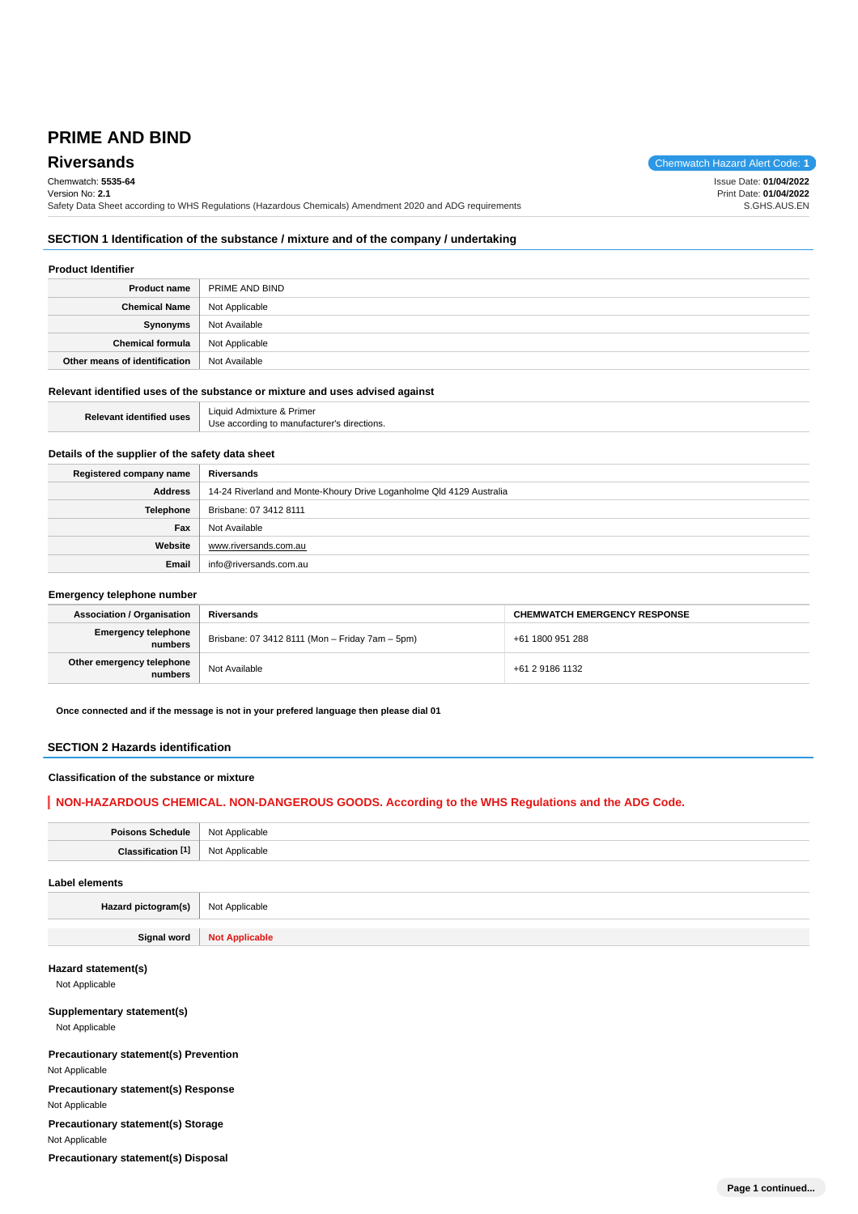# PRIME AND BIND

## Riversands

Chemwatch Hazard Alert Code: **1**

Chemwatch: **5535-64**
Version No: **2.1**
Safety Data Sheet according to WHS Regulations (Hazardous Chemicals) Amendment 2020 and ADG requirements

Issue Date: **01/04/2022**
Print Date: **01/04/2022**
S.GHS.AUS.EN

## SECTION 1 Identification of the substance / mixture and of the company / undertaking

### Product Identifier

| | |
|---|---|
| **Product name** | PRIME AND BIND |
| **Chemical Name** | Not Applicable |
| **Synonyms** | Not Available |
| **Chemical formula** | Not Applicable |
| **Other means of identification** | Not Available |

### Relevant identified uses of the substance or mixture and uses advised against

| | |
|---|---|
| **Relevant identified uses** | Liquid Admixture & Primer<br>Use according to manufacturer's directions. |

### Details of the supplier of the safety data sheet

| | |
|---|---|
| **Registered company name** | **Riversands** |
| **Address** | 14-24 Riverland and Monte-Khoury Drive Loganholme Qld 4129 Australia |
| **Telephone** | Brisbane: 07 3412 8111 |
| **Fax** | Not Available |
| **Website** | www.riversands.com.au |
| **Email** | info@riversands.com.au |

### Emergency telephone number

| **Association / Organisation** | **Riversands** | **CHEMWATCH EMERGENCY RESPONSE** |
|---|---|---|
| **Emergency telephone numbers** | Brisbane: 07 3412 8111 (Mon – Friday 7am – 5pm) | +61 1800 951 288 |
| **Other emergency telephone numbers** | Not Available | +61 2 9186 1132 |

**Once connected and if the message is not in your prefered language then please dial 01**

## SECTION 2 Hazards identification

### Classification of the substance or mixture

**NON-HAZARDOUS CHEMICAL. NON-DANGEROUS GOODS. According to the WHS Regulations and the ADG Code.**

| | |
|---|---|
| **Poisons Schedule** | Not Applicable |
| **Classification [1]** | Not Applicable |

### Label elements

| | |
|---|---|
| **Hazard pictogram(s)** | Not Applicable |
| **Signal word** | **Not Applicable** |

### Hazard statement(s)

Not Applicable

### Supplementary statement(s)

Not Applicable

### Precautionary statement(s) Prevention

Not Applicable

### Precautionary statement(s) Response

Not Applicable

### Precautionary statement(s) Storage

Not Applicable

### Precautionary statement(s) Disposal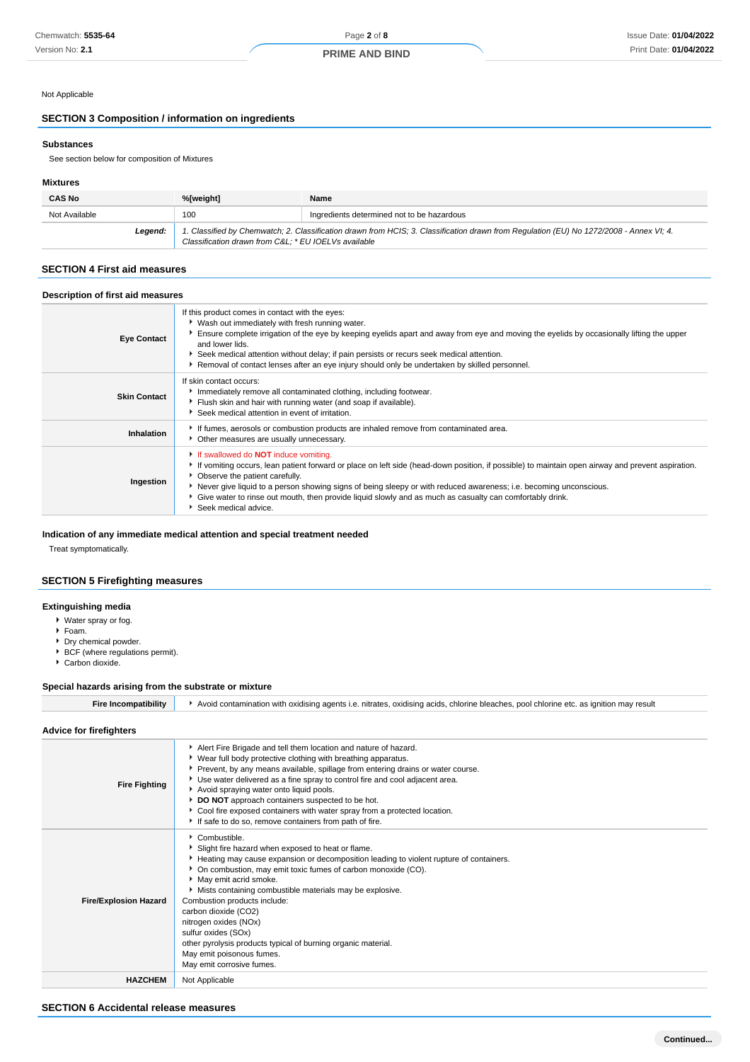Not Applicable

## SECTION 3 Composition / information on ingredients

### Substances

See section below for composition of Mixtures

### Mixtures

| CAS No | %[weight] | Name |
|---|---|---|
| Not Available | 100 | Ingredients determined not to be hazardous |
| ***Legend:*** | *1. Classified by Chemwatch; 2. Classification drawn from HCIS; 3. Classification drawn from Regulation (EU) No 1272/2008 - Annex VI; 4. Classification drawn from C&L; * EU IOELVs available* | |

## SECTION 4 First aid measures

### Description of first aid measures

| | |
|---|---|
| **Eye Contact** | If this product comes in contact with the eyes:<br>- Wash out immediately with fresh running water.<br>- Ensure complete irrigation of the eye by keeping eyelids apart and away from eye and moving the eyelids by occasionally lifting the upper and lower lids.<br>- Seek medical attention without delay; if pain persists or recurs seek medical attention.<br>- Removal of contact lenses after an eye injury should only be undertaken by skilled personnel. |
| **Skin Contact** | If skin contact occurs:<br>- Immediately remove all contaminated clothing, including footwear.<br>- Flush skin and hair with running water (and soap if available).<br>- Seek medical attention in event of irritation. |
| **Inhalation** | - If fumes, aerosols or combustion products are inhaled remove from contaminated area.<br>- Other measures are usually unnecessary. |
| **Ingestion** | - If swallowed do **NOT** induce vomiting.<br>- If vomiting occurs, lean patient forward or place on left side (head-down position, if possible) to maintain open airway and prevent aspiration.<br>- Observe the patient carefully.<br>- Never give liquid to a person showing signs of being sleepy or with reduced awareness; i.e. becoming unconscious.<br>- Give water to rinse out mouth, then provide liquid slowly and as much as casualty can comfortably drink.<br>- Seek medical advice. |

### Indication of any immediate medical attention and special treatment needed

Treat symptomatically.

## SECTION 5 Firefighting measures

### Extinguishing media

- Water spray or fog.
- Foam.
- Dry chemical powder.
- BCF (where regulations permit).
- Carbon dioxide.

### Special hazards arising from the substrate or mixture

| | |
|---|---|
| **Fire Incompatibility** | - Avoid contamination with oxidising agents i.e. nitrates, oxidising acids, chlorine bleaches, pool chlorine etc. as ignition may result |

### Advice for firefighters

| | |
|---|---|
| **Fire Fighting** | - Alert Fire Brigade and tell them location and nature of hazard.<br>- Wear full body protective clothing with breathing apparatus.<br>- Prevent, by any means available, spillage from entering drains or water course.<br>- Use water delivered as a fine spray to control fire and cool adjacent area.<br>- Avoid spraying water onto liquid pools.<br>- **DO NOT** approach containers suspected to be hot.<br>- Cool fire exposed containers with water spray from a protected location.<br>- If safe to do so, remove containers from path of fire. |
| **Fire/Explosion Hazard** | - Combustible.<br>- Slight fire hazard when exposed to heat or flame.<br>- Heating may cause expansion or decomposition leading to violent rupture of containers.<br>- On combustion, may emit toxic fumes of carbon monoxide (CO).<br>- May emit acrid smoke.<br>- Mists containing combustible materials may be explosive.<br>Combustion products include:<br>carbon dioxide ($CO_2$)<br>nitrogen oxides ($NO_x$)<br>sulfur oxides ($SO_x$)<br>other pyrolysis products typical of burning organic material.<br>May emit poisonous fumes.<br>May emit corrosive fumes. |
| **HAZCHEM** | Not Applicable |

## SECTION 6 Accidental release measures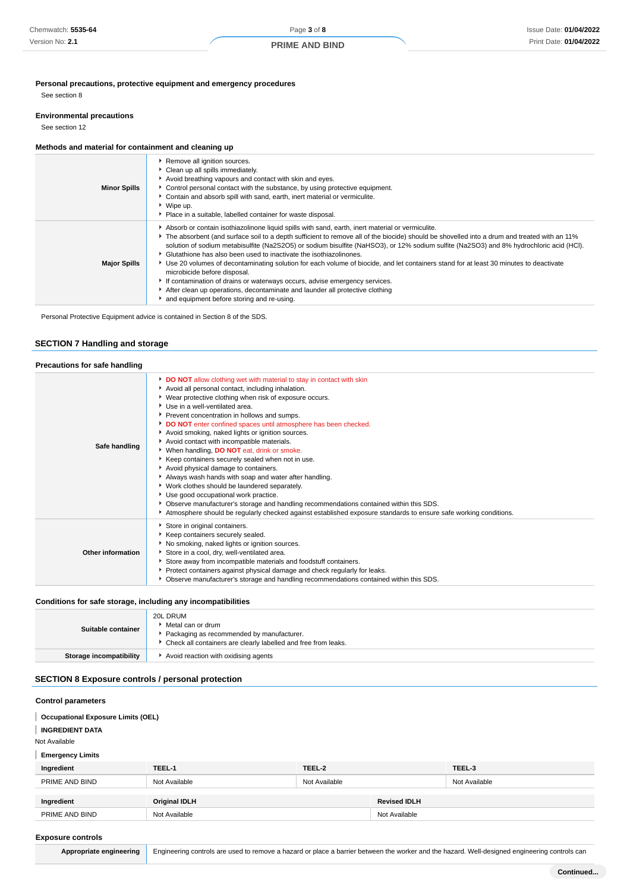**Personal precautions, protective equipment and emergency procedures**

See section 8

**Environmental precautions**

See section 12

**Methods and material for containment and cleaning up**

| | |
|---|---|
| **Minor Spills** | ▸ Remove all ignition sources.<br>▸ Clean up all spills immediately.<br>▸ Avoid breathing vapours and contact with skin and eyes.<br>▸ Control personal contact with the substance, by using protective equipment.<br>▸ Contain and absorb spill with sand, earth, inert material or vermiculite.<br>▸ Wipe up.<br>▸ Place in a suitable, labelled container for waste disposal. |
| **Major Spills** | ▸ Absorb or contain isothiazolinone liquid spills with sand, earth, inert material or vermiculite.<br>▸ The absorbent (and surface soil to a depth sufficient to remove all of the biocide) should be shovelled into a drum and treated with an 11% solution of sodium metabisulfite ($Na_2S_2O_5$) or sodium bisulfite ($NaHSO_3$), or 12% sodium sulfite ($Na_2SO_3$) and 8% hydrochloric acid (HCl).<br>▸ Glutathione has also been used to inactivate the isothiazolinones.<br>▸ Use 20 volumes of decontaminating solution for each volume of biocide, and let containers stand for at least 30 minutes to deactivate microbicide before disposal.<br>▸ If contamination of drains or waterways occurs, advise emergency services.<br>▸ After clean up operations, decontaminate and launder all protective clothing<br>▸ and equipment before storing and re-using. |

Personal Protective Equipment advice is contained in Section 8 of the SDS.

## SECTION 7 Handling and storage

**Precautions for safe handling**

| | |
|---|---|
| **Safe handling** | ▸ **DO NOT** allow clothing wet with material to stay in contact with skin<br>▸ Avoid all personal contact, including inhalation.<br>▸ Wear protective clothing when risk of exposure occurs.<br>▸ Use in a well-ventilated area.<br>▸ Prevent concentration in hollows and sumps.<br>▸ **DO NOT** enter confined spaces until atmosphere has been checked.<br>▸ Avoid smoking, naked lights or ignition sources.<br>▸ Avoid contact with incompatible materials.<br>▸ When handling, **DO NOT** eat, drink or smoke.<br>▸ Keep containers securely sealed when not in use.<br>▸ Avoid physical damage to containers.<br>▸ Always wash hands with soap and water after handling.<br>▸ Work clothes should be laundered separately.<br>▸ Use good occupational work practice.<br>▸ Observe manufacturer's storage and handling recommendations contained within this SDS.<br>▸ Atmosphere should be regularly checked against established exposure standards to ensure safe working conditions. |
| **Other information** | ▸ Store in original containers.<br>▸ Keep containers securely sealed.<br>▸ No smoking, naked lights or ignition sources.<br>▸ Store in a cool, dry, well-ventilated area.<br>▸ Store away from incompatible materials and foodstuff containers.<br>▸ Protect containers against physical damage and check regularly for leaks.<br>▸ Observe manufacturer's storage and handling recommendations contained within this SDS. |

**Conditions for safe storage, including any incompatibilities**

| | |
|---|---|
| **Suitable container** | 20L DRUM<br>▸ Metal can or drum<br>▸ Packaging as recommended by manufacturer.<br>▸ Check all containers are clearly labelled and free from leaks. |
| **Storage incompatibility** | ▸ Avoid reaction with oxidising agents |

## SECTION 8 Exposure controls / personal protection

**Control parameters**

**Occupational Exposure Limits (OEL)**

**INGREDIENT DATA**

Not Available

**Emergency Limits**

| Ingredient | TEEL-1 | TEEL-2 | TEEL-3 |
|---|---|---|---|
| PRIME AND BIND | Not Available | Not Available | Not Available |

| Ingredient | Original IDLH | Revised IDLH |
|---|---|---|
| PRIME AND BIND | Not Available | Not Available |

**Exposure controls**

| | |
|---|---|
| **Appropriate engineering** | Engineering controls are used to remove a hazard or place a barrier between the worker and the hazard. Well-designed engineering controls can |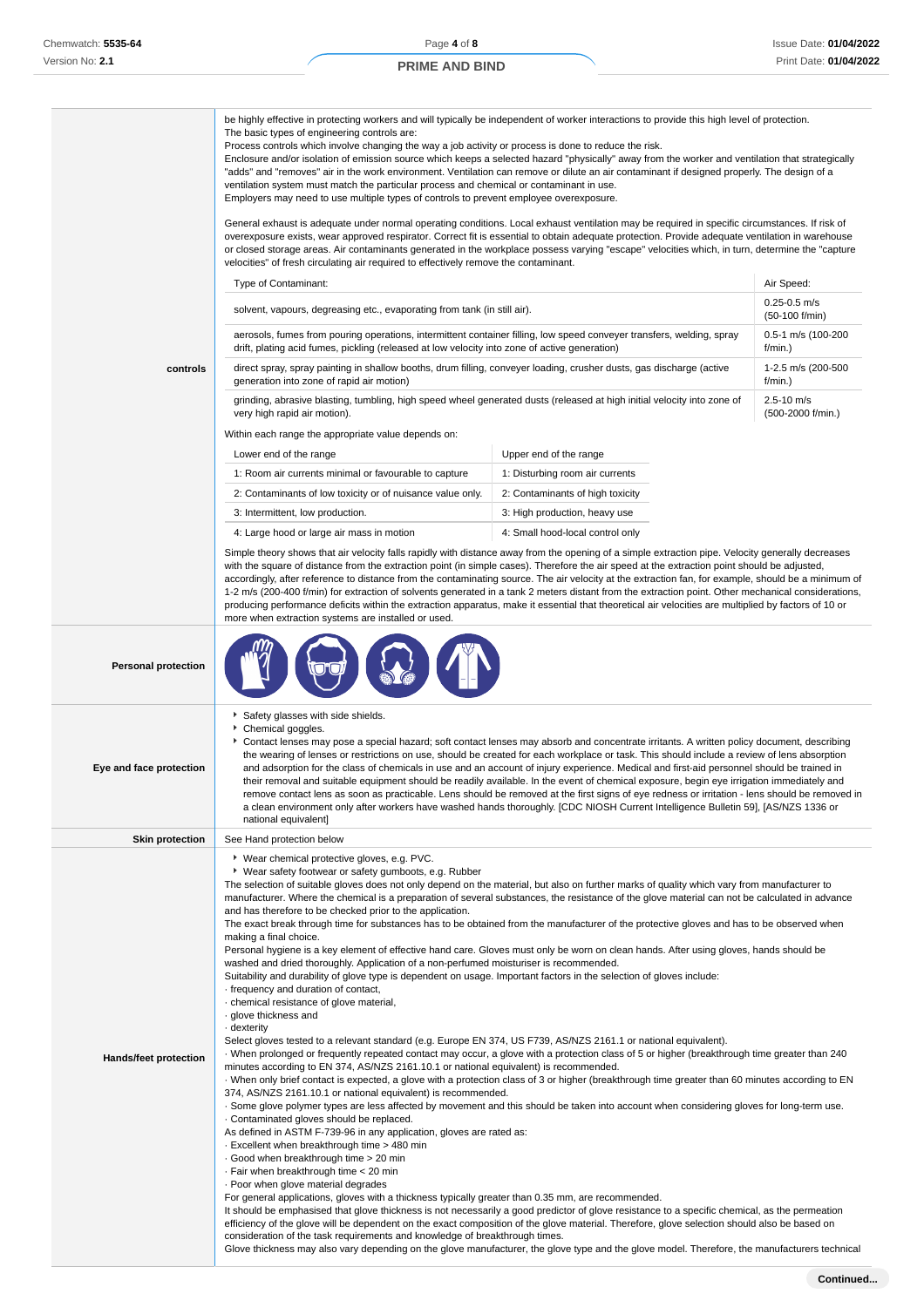| | |
|---|---|
| **controls** | be highly effective in protecting workers and will typically be independent of worker interactions to provide this high level of protection.<br>The basic types of engineering controls are:<br>Process controls which involve changing the way a job activity or process is done to reduce the risk.<br>Enclosure and/or isolation of emission source which keeps a selected hazard "physically" away from the worker and ventilation that strategically "adds" and "removes" air in the work environment. Ventilation can remove or dilute an air contaminant if designed properly. The design of a ventilation system must match the particular process and chemical or contaminant in use.<br>Employers may need to use multiple types of controls to prevent employee overexposure.<br><br>General exhaust is adequate under normal operating conditions. Local exhaust ventilation may be required in specific circumstances. If risk of overexposure exists, wear approved respirator. Correct fit is essential to obtain adequate protection. Provide adequate ventilation in warehouse or closed storage areas. Air contaminants generated in the workplace possess varying "escape" velocities which, in turn, determine the "capture velocities" of fresh circulating air required to effectively remove the contaminant. |

| Type of Contaminant: | Air Speed: |
|---|---|
| solvent, vapours, degreasing etc., evaporating from tank (in still air). | 0.25-0.5 m/s (50-100 f/min) |
| aerosols, fumes from pouring operations, intermittent container filling, low speed conveyer transfers, welding, spray drift, plating acid fumes, pickling (released at low velocity into zone of active generation) | 0.5-1 m/s (100-200 f/min.) |
| direct spray, spray painting in shallow booths, drum filling, conveyer loading, crusher dusts, gas discharge (active generation into zone of rapid air motion) | 1-2.5 m/s (200-500 f/min.) |
| grinding, abrasive blasting, tumbling, high speed wheel generated dusts (released at high initial velocity into zone of very high rapid air motion). | 2.5-10 m/s (500-2000 f/min.) |

Within each range the appropriate value depends on:

| Lower end of the range | Upper end of the range |
|---|---|
| 1: Room air currents minimal or favourable to capture | 1: Disturbing room air currents |
| 2: Contaminants of low toxicity or of nuisance value only. | 2: Contaminants of high toxicity |
| 3: Intermittent, low production. | 3: High production, heavy use |
| 4: Large hood or large air mass in motion | 4: Small hood-local control only |

Simple theory shows that air velocity falls rapidly with distance away from the opening of a simple extraction pipe. Velocity generally decreases with the square of distance from the extraction point (in simple cases). Therefore the air speed at the extraction point should be adjusted, accordingly, after reference to distance from the contaminating source. The air velocity at the extraction fan, for example, should be a minimum of 1-2 m/s (200-400 f/min) for extraction of solvents generated in a tank 2 meters distant from the extraction point. Other mechanical considerations, producing performance deficits within the extraction apparatus, make it essential that theoretical air velocities are multiplied by factors of 10 or more when extraction systems are installed or used.

| | |
|---|---|
| **Personal protection** | |
| **Eye and face protection** | ‣ Safety glasses with side shields.<br>‣ Chemical goggles.<br>‣ Contact lenses may pose a special hazard; soft contact lenses may absorb and concentrate irritants. A written policy document, describing the wearing of lenses or restrictions on use, should be created for each workplace or task. This should include a review of lens absorption and adsorption for the class of chemicals in use and an account of injury experience. Medical and first-aid personnel should be trained in their removal and suitable equipment should be readily available. In the event of chemical exposure, begin eye irrigation immediately and remove contact lens as soon as practicable. Lens should be removed at the first signs of eye redness or irritation - lens should be removed in a clean environment only after workers have washed hands thoroughly. [CDC NIOSH Current Intelligence Bulletin 59], [AS/NZS 1336 or national equivalent] |
| **Skin protection** | See Hand protection below |
| **Hands/feet protection** | ‣ Wear chemical protective gloves, e.g. PVC.<br>‣ Wear safety footwear or safety gumboots, e.g. Rubber<br>The selection of suitable gloves does not only depend on the material, but also on further marks of quality which vary from manufacturer to manufacturer. Where the chemical is a preparation of several substances, the resistance of the glove material can not be calculated in advance and has therefore to be checked prior to the application.<br>The exact break through time for substances has to be obtained from the manufacturer of the protective gloves and has to be observed when making a final choice.<br>Personal hygiene is a key element of effective hand care. Gloves must only be worn on clean hands. After using gloves, hands should be washed and dried thoroughly. Application of a non-perfumed moisturiser is recommended.<br>Suitability and durability of glove type is dependent on usage. Important factors in the selection of gloves include:<br>· frequency and duration of contact,<br>· chemical resistance of glove material,<br>· glove thickness and<br>· dexterity<br>Select gloves tested to a relevant standard (e.g. Europe EN 374, US F739, AS/NZS 2161.1 or national equivalent).<br>· When prolonged or frequently repeated contact may occur, a glove with a protection class of 5 or higher (breakthrough time greater than 240 minutes according to EN 374, AS/NZS 2161.10.1 or national equivalent) is recommended.<br>· When only brief contact is expected, a glove with a protection class of 3 or higher (breakthrough time greater than 60 minutes according to EN 374, AS/NZS 2161.10.1 or national equivalent) is recommended.<br>· Some glove polymer types are less affected by movement and this should be taken into account when considering gloves for long-term use.<br>· Contaminated gloves should be replaced.<br>As defined in ASTM F-739-96 in any application, gloves are rated as:<br>· Excellent when breakthrough time > 480 min<br>· Good when breakthrough time > 20 min<br>· Fair when breakthrough time < 20 min<br>· Poor when glove material degrades<br>For general applications, gloves with a thickness typically greater than 0.35 mm, are recommended.<br>It should be emphasised that glove thickness is not necessarily a good predictor of glove resistance to a specific chemical, as the permeation efficiency of the glove will be dependent on the exact composition of the glove material. Therefore, glove selection should also be based on consideration of the task requirements and knowledge of breakthrough times.<br>Glove thickness may also vary depending on the glove manufacturer, the glove type and the glove model. Therefore, the manufacturers technical |

**Continued...**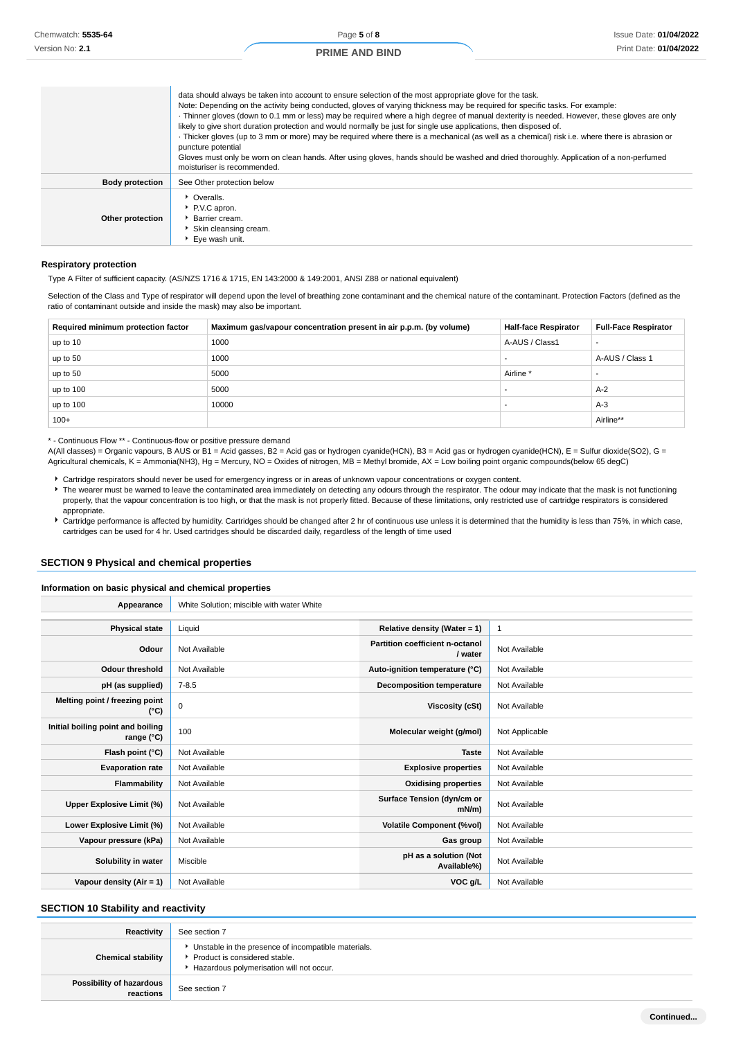| | |
|---|---|
| | data should always be taken into account to ensure selection of the most appropriate glove for the task. Note: Depending on the activity being conducted, gloves of varying thickness may be required for specific tasks. For example: · Thinner gloves (down to 0.1 mm or less) may be required where a high degree of manual dexterity is needed. However, these gloves are only likely to give short duration protection and would normally be just for single use applications, then disposed of. · Thicker gloves (up to 3 mm or more) may be required where there is a mechanical (as well as a chemical) risk i.e. where there is abrasion or puncture potential Gloves must only be worn on clean hands. After using gloves, hands should be washed and dried thoroughly. Application of a non-perfumed moisturiser is recommended. |
| **Body protection** | See Other protection below |
| **Other protection** | ‣ Overalls. ‣ P.V.C apron. ‣ Barrier cream. ‣ Skin cleansing cream. ‣ Eye wash unit. |

### Respiratory protection

Type A Filter of sufficient capacity. (AS/NZS 1716 & 1715, EN 143:2000 & 149:2001, ANSI Z88 or national equivalent)

Selection of the Class and Type of respirator will depend upon the level of breathing zone contaminant and the chemical nature of the contaminant. Protection Factors (defined as the ratio of contaminant outside and inside the mask) may also be important.

| Required minimum protection factor | Maximum gas/vapour concentration present in air p.p.m. (by volume) | Half-face Respirator | Full-Face Respirator |
|---|---|---|---|
| up to 10 | 1000 | A-AUS / Class1 | - |
| up to 50 | 1000 | - | A-AUS / Class 1 |
| up to 50 | 5000 | Airline * | - |
| up to 100 | 5000 | - | A-2 |
| up to 100 | 10000 | - | A-3 |
| 100+ | | | Airline** |

* - Continuous Flow ** - Continuous-flow or positive pressure demand
A(All classes) = Organic vapours, B AUS or B1 = Acid gasses, B2 = Acid gas or hydrogen cyanide(HCN), B3 = Acid gas or hydrogen cyanide(HCN), E = Sulfur dioxide(SO2), G = Agricultural chemicals, K = Ammonia(NH3), Hg = Mercury, NO = Oxides of nitrogen, MB = Methyl bromide, AX = Low boiling point organic compounds(below 65 degC)

- Cartridge respirators should never be used for emergency ingress or in areas of unknown vapour concentrations or oxygen content.
- The wearer must be warned to leave the contaminated area immediately on detecting any odours through the respirator. The odour may indicate that the mask is not functioning properly, that the vapour concentration is too high, or that the mask is not properly fitted. Because of these limitations, only restricted use of cartridge respirators is considered appropriate.
- Cartridge performance is affected by humidity. Cartridges should be changed after 2 hr of continuous use unless it is determined that the humidity is less than 75%, in which case, cartridges can be used for 4 hr. Used cartridges should be discarded daily, regardless of the length of time used

## SECTION 9 Physical and chemical properties

### Information on basic physical and chemical properties

| | |
|---|---|
| **Appearance** | White Solution; miscible with water White |

| | | | |
|---|---|---|---|
| **Physical state** | Liquid | **Relative density (Water = 1)** | 1 |
| **Odour** | Not Available | **Partition coefficient n-octanol / water** | Not Available |
| **Odour threshold** | Not Available | **Auto-ignition temperature (°C)** | Not Available |
| **pH (as supplied)** | 7-8.5 | **Decomposition temperature** | Not Available |
| **Melting point / freezing point (°C)** | 0 | **Viscosity (cSt)** | Not Available |
| **Initial boiling point and boiling range (°C)** | 100 | **Molecular weight (g/mol)** | Not Applicable |
| **Flash point (°C)** | Not Available | **Taste** | Not Available |
| **Evaporation rate** | Not Available | **Explosive properties** | Not Available |
| **Flammability** | Not Available | **Oxidising properties** | Not Available |
| **Upper Explosive Limit (%)** | Not Available | **Surface Tension (dyn/cm or mN/m)** | Not Available |
| **Lower Explosive Limit (%)** | Not Available | **Volatile Component (%vol)** | Not Available |
| **Vapour pressure (kPa)** | Not Available | **Gas group** | Not Available |
| **Solubility in water** | Miscible | **pH as a solution (Not Available%)** | Not Available |
| **Vapour density (Air = 1)** | Not Available | **VOC g/L** | Not Available |

## SECTION 10 Stability and reactivity

| | |
|---|---|
| **Reactivity** | See section 7 |
| **Chemical stability** | ‣ Unstable in the presence of incompatible materials. ‣ Product is considered stable. ‣ Hazardous polymerisation will not occur. |
| **Possibility of hazardous reactions** | See section 7 |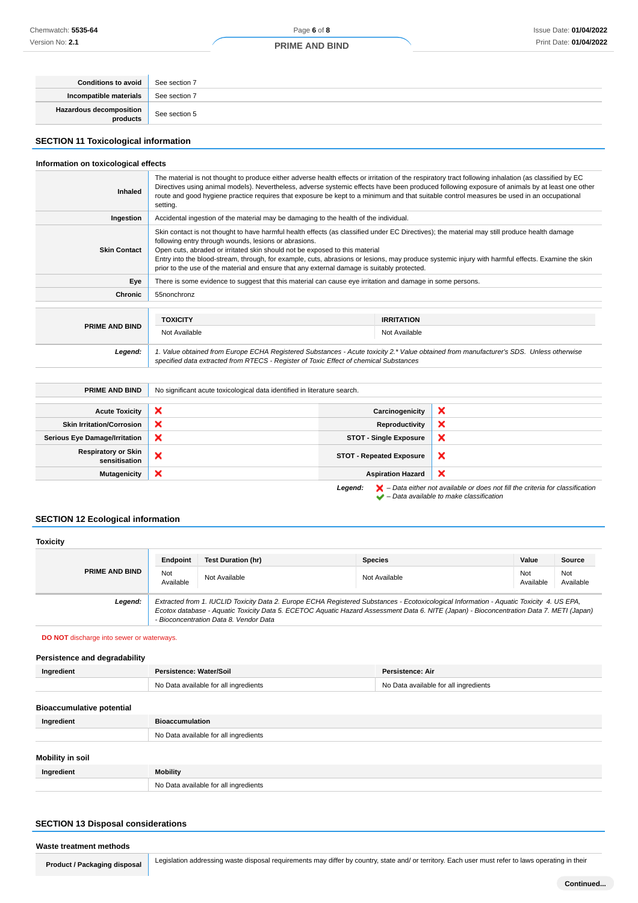| | |
|---|---|
| **Conditions to avoid** | See section 7 |
| **Incompatible materials** | See section 7 |
| **Hazardous decomposition products** | See section 5 |

## SECTION 11 Toxicological information

### Information on toxicological effects

| | |
|---|---|
| **Inhaled** | The material is not thought to produce either adverse health effects or irritation of the respiratory tract following inhalation (as classified by EC Directives using animal models). Nevertheless, adverse systemic effects have been produced following exposure of animals by at least one other route and good hygiene practice requires that exposure be kept to a minimum and that suitable control measures be used in an occupational setting. |
| **Ingestion** | Accidental ingestion of the material may be damaging to the health of the individual. |
| **Skin Contact** | Skin contact is not thought to have harmful health effects (as classified under EC Directives); the material may still produce health damage following entry through wounds, lesions or abrasions.<br>Open cuts, abraded or irritated skin should not be exposed to this material<br>Entry into the blood-stream, through, for example, cuts, abrasions or lesions, may produce systemic injury with harmful effects. Examine the skin prior to the use of the material and ensure that any external damage is suitably protected. |
| **Eye** | There is some evidence to suggest that this material can cause eye irritation and damage in some persons. |
| **Chronic** | 55nonchronz |

| | TOXICITY | IRRITATION |
|---|---|---|
| **PRIME AND BIND** | Not Available | Not Available |
| ***Legend:*** | *1. Value obtained from Europe ECHA Registered Substances - Acute toxicity 2.\* Value obtained from manufacturer's SDS. Unless otherwise specified data extracted from RTECS - Register of Toxic Effect of chemical Substances* | |

| | |
|---|---|
| **PRIME AND BIND** | No significant acute toxicological data identified in literature search. |

| | | | |
|---|---|---|---|
| **Acute Toxicity** | ❌ | **Carcinogenicity** | ❌ |
| **Skin Irritation/Corrosion** | ❌ | **Reproductivity** | ❌ |
| **Serious Eye Damage/Irritation** | ❌ | **STOT - Single Exposure** | ❌ |
| **Respiratory or Skin sensitisation** | ❌ | **STOT - Repeated Exposure** | ❌ |
| **Mutagenicity** | ❌ | **Aspiration Hazard** | ❌ |

***Legend:*** ❌ *– Data either not available or does not fill the criteria for classification*
✔ *– Data available to make classification*

## SECTION 12 Ecological information

### Toxicity

| | Endpoint | Test Duration (hr) | Species | Value | Source |
|---|---|---|---|---|---|
| **PRIME AND BIND** | Not Available | Not Available | Not Available | Not Available | Not Available |
| ***Legend:*** | *Extracted from 1. IUCLID Toxicity Data 2. Europe ECHA Registered Substances - Ecotoxicological Information - Aquatic Toxicity 4. US EPA, Ecotox database - Aquatic Toxicity Data 5. ECETOC Aquatic Hazard Assessment Data 6. NITE (Japan) - Bioconcentration Data 7. METI (Japan) - Bioconcentration Data 8. Vendor Data* | | | | |

**DO NOT** discharge into sewer or waterways.

### Persistence and degradability

| Ingredient | Persistence: Water/Soil | Persistence: Air |
|---|---|---|
| | No Data available for all ingredients | No Data available for all ingredients |

### Bioaccumulative potential

| Ingredient | Bioaccumulation |
|---|---|
| | No Data available for all ingredients |

### Mobility in soil

| Ingredient | Mobility |
|---|---|
| | No Data available for all ingredients |

## SECTION 13 Disposal considerations

### Waste treatment methods

| | |
|---|---|
| **Product / Packaging disposal** | Legislation addressing waste disposal requirements may differ by country, state and/ or territory. Each user must refer to laws operating in their |

**Continued...**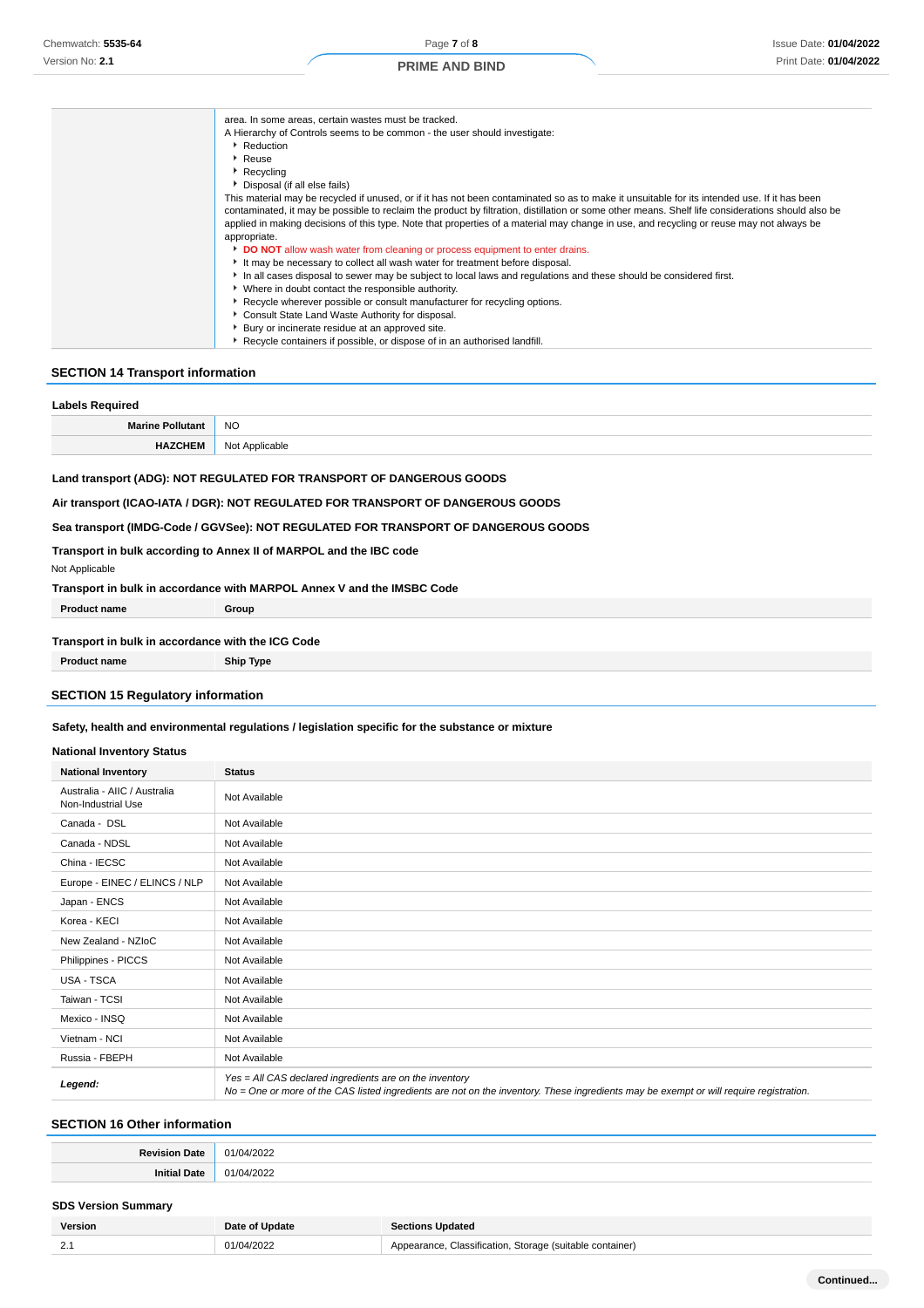| | |
|---|---|
| | area. In some areas, certain wastes must be tracked.<br>A Hierarchy of Controls seems to be common - the user should investigate:<br>▸ Reduction<br>▸ Reuse<br>▸ Recycling<br>▸ Disposal (if all else fails)<br>This material may be recycled if unused, or if it has not been contaminated so as to make it unsuitable for its intended use. If it has been contaminated, it may be possible to reclaim the product by filtration, distillation or some other means. Shelf life considerations should also be applied in making decisions of this type. Note that properties of a material may change in use, and recycling or reuse may not always be appropriate.<br>▸ **DO NOT** allow wash water from cleaning or process equipment to enter drains.<br>▸ It may be necessary to collect all wash water for treatment before disposal.<br>▸ In all cases disposal to sewer may be subject to local laws and regulations and these should be considered first.<br>▸ Where in doubt contact the responsible authority.<br>▸ Recycle wherever possible or consult manufacturer for recycling options.<br>▸ Consult State Land Waste Authority for disposal.<br>▸ Bury or incinerate residue at an approved site.<br>▸ Recycle containers if possible, or dispose of in an authorised landfill. |

## SECTION 14 Transport information

### Labels Required

| | |
|---|---|
| **Marine Pollutant** | NO |
| **HAZCHEM** | Not Applicable |

**Land transport (ADG): NOT REGULATED FOR TRANSPORT OF DANGEROUS GOODS**

**Air transport (ICAO-IATA / DGR): NOT REGULATED FOR TRANSPORT OF DANGEROUS GOODS**

**Sea transport (IMDG-Code / GGVSee): NOT REGULATED FOR TRANSPORT OF DANGEROUS GOODS**

**Transport in bulk according to Annex II of MARPOL and the IBC code**

Not Applicable

**Transport in bulk in accordance with MARPOL Annex V and the IMSBC Code**

| Product name | Group |
|---|---|

**Transport in bulk in accordance with the ICG Code**

| Product name | Ship Type |
|---|---|

## SECTION 15 Regulatory information

**Safety, health and environmental regulations / legislation specific for the substance or mixture**

### National Inventory Status

| National Inventory | Status |
|---|---|
| Australia - AIIC / Australia Non-Industrial Use | Not Available |
| Canada - DSL | Not Available |
| Canada - NDSL | Not Available |
| China - IECSC | Not Available |
| Europe - EINEC / ELINCS / NLP | Not Available |
| Japan - ENCS | Not Available |
| Korea - KECI | Not Available |
| New Zealand - NZIoC | Not Available |
| Philippines - PICCS | Not Available |
| USA - TSCA | Not Available |
| Taiwan - TCSI | Not Available |
| Mexico - INSQ | Not Available |
| Vietnam - NCI | Not Available |
| Russia - FBEPH | Not Available |
| ***Legend:*** | *Yes = All CAS declared ingredients are on the inventory*<br>*No = One or more of the CAS listed ingredients are not on the inventory. These ingredients may be exempt or will require registration.* |

## SECTION 16 Other information

| | |
|---|---|
| **Revision Date** | 01/04/2022 |
| **Initial Date** | 01/04/2022 |

### SDS Version Summary

| Version | Date of Update | Sections Updated |
|---|---|---|
| 2.1 | 01/04/2022 | Appearance, Classification, Storage (suitable container) |

**Continued...**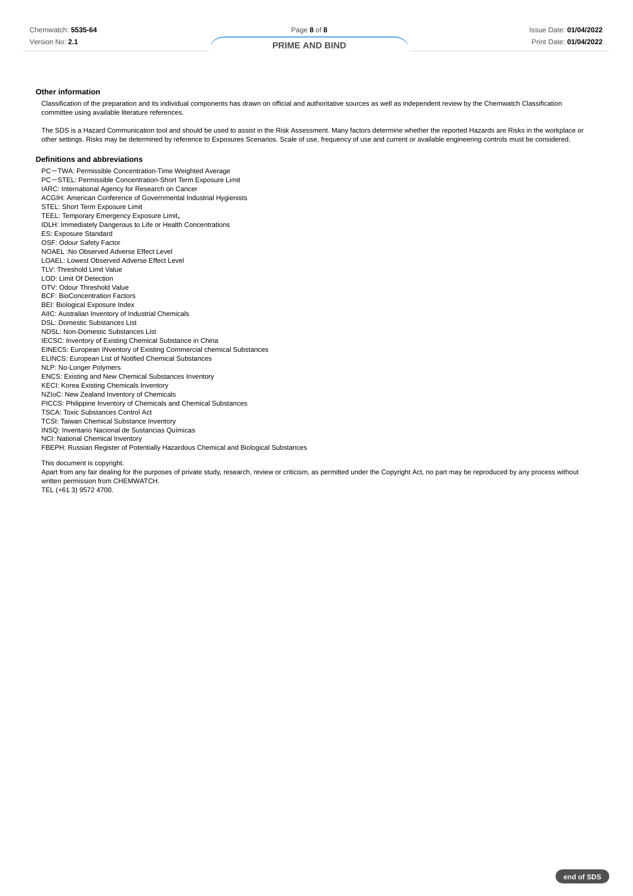### Other information

Classification of the preparation and its individual components has drawn on official and authoritative sources as well as independent review by the Chemwatch Classification committee using available literature references.

The SDS is a Hazard Communication tool and should be used to assist in the Risk Assessment. Many factors determine whether the reported Hazards are Risks in the workplace or other settings. Risks may be determined by reference to Exposures Scenarios. Scale of use, frequency of use and current or available engineering controls must be considered.

### Definitions and abbreviations

PC－TWA: Permissible Concentration-Time Weighted Average  
PC－STEL: Permissible Concentration-Short Term Exposure Limit  
IARC: International Agency for Research on Cancer  
ACGIH: American Conference of Governmental Industrial Hygienists  
STEL: Short Term Exposure Limit  
TEEL: Temporary Emergency Exposure Limit。  
IDLH: Immediately Dangerous to Life or Health Concentrations  
ES: Exposure Standard  
OSF: Odour Safety Factor  
NOAEL :No Observed Adverse Effect Level  
LOAEL: Lowest Observed Adverse Effect Level  
TLV: Threshold Limit Value  
LOD: Limit Of Detection  
OTV: Odour Threshold Value  
BCF: BioConcentration Factors  
BEI: Biological Exposure Index  
AIIC: Australian Inventory of Industrial Chemicals  
DSL: Domestic Substances List  
NDSL: Non-Domestic Substances List  
IECSC: Inventory of Existing Chemical Substance in China  
EINECS: European INventory of Existing Commercial chemical Substances  
ELINCS: European List of Notified Chemical Substances  
NLP: No-Longer Polymers  
ENCS: Existing and New Chemical Substances Inventory  
KECI: Korea Existing Chemicals Inventory  
NZIoC: New Zealand Inventory of Chemicals  
PICCS: Philippine Inventory of Chemicals and Chemical Substances  
TSCA: Toxic Substances Control Act  
TCSI: Taiwan Chemical Substance Inventory  
INSQ: Inventario Nacional de Sustancias Químicas  
NCI: National Chemical Inventory  
FBEPH: Russian Register of Potentially Hazardous Chemical and Biological Substances

This document is copyright.  
Apart from any fair dealing for the purposes of private study, research, review or criticism, as permitted under the Copyright Act, no part may be reproduced by any process without written permission from CHEMWATCH.  
TEL (+61 3) 9572 4700.

end of SDS